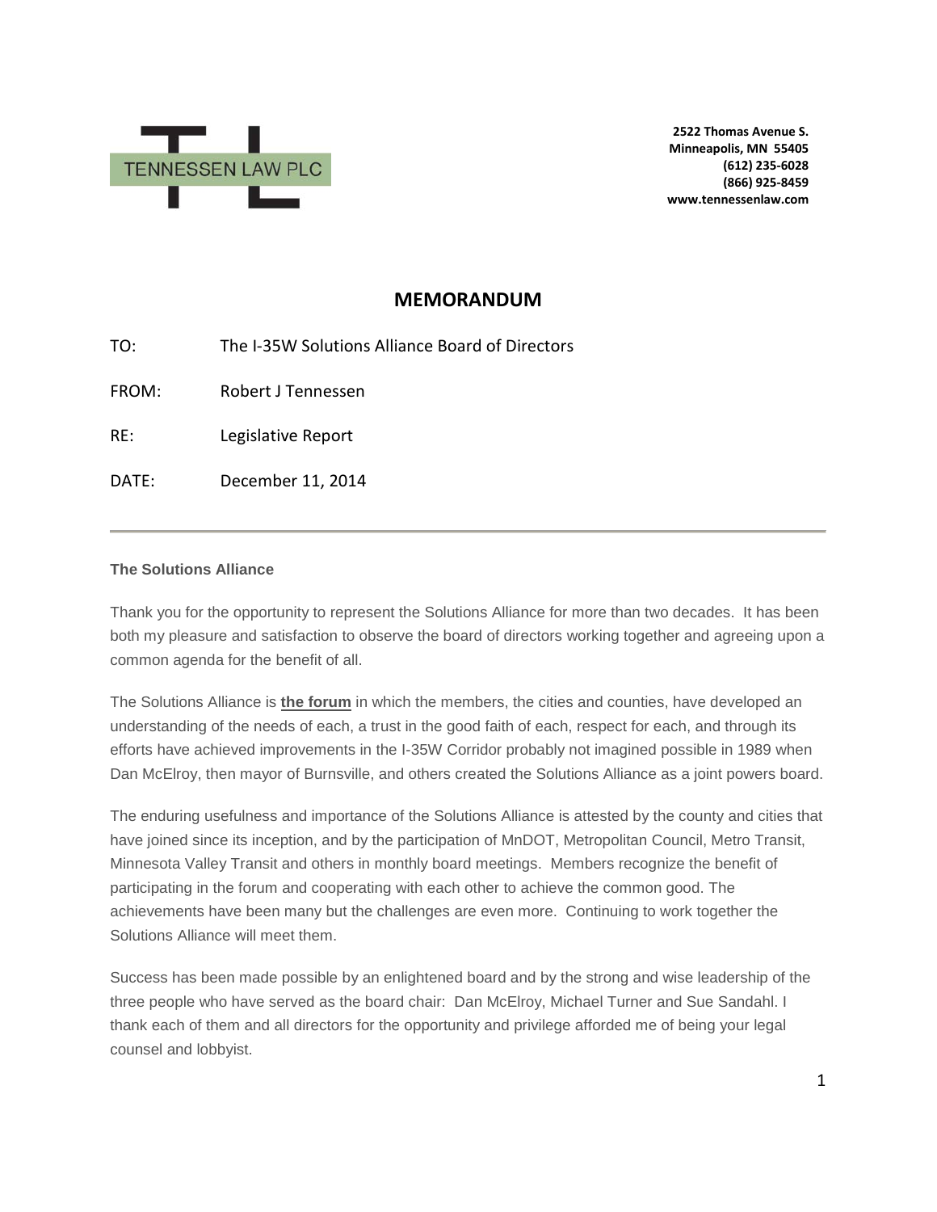TENNESSEN LAW PLC

**2522 Thomas Avenue S.**
**Minneapolis, MN 55405**
**(612) 235-6028**
**(866) 925-8459**
**www.tennessenlaw.com**

# MEMORANDUM

TO: The I-35W Solutions Alliance Board of Directors

FROM: Robert J Tennessen

RE: Legislative Report

DATE: December 11, 2014

---

### The Solutions Alliance

Thank you for the opportunity to represent the Solutions Alliance for more than two decades. It has been both my pleasure and satisfaction to observe the board of directors working together and agreeing upon a common agenda for the benefit of all.

The Solutions Alliance is **the forum** in which the members, the cities and counties, have developed an understanding of the needs of each, a trust in the good faith of each, respect for each, and through its efforts have achieved improvements in the I-35W Corridor probably not imagined possible in 1989 when Dan McElroy, then mayor of Burnsville, and others created the Solutions Alliance as a joint powers board.

The enduring usefulness and importance of the Solutions Alliance is attested by the county and cities that have joined since its inception, and by the participation of MnDOT, Metropolitan Council, Metro Transit, Minnesota Valley Transit and others in monthly board meetings. Members recognize the benefit of participating in the forum and cooperating with each other to achieve the common good. The achievements have been many but the challenges are even more. Continuing to work together the Solutions Alliance will meet them.

Success has been made possible by an enlightened board and by the strong and wise leadership of the three people who have served as the board chair: Dan McElroy, Michael Turner and Sue Sandahl. I thank each of them and all directors for the opportunity and privilege afforded me of being your legal counsel and lobbyist.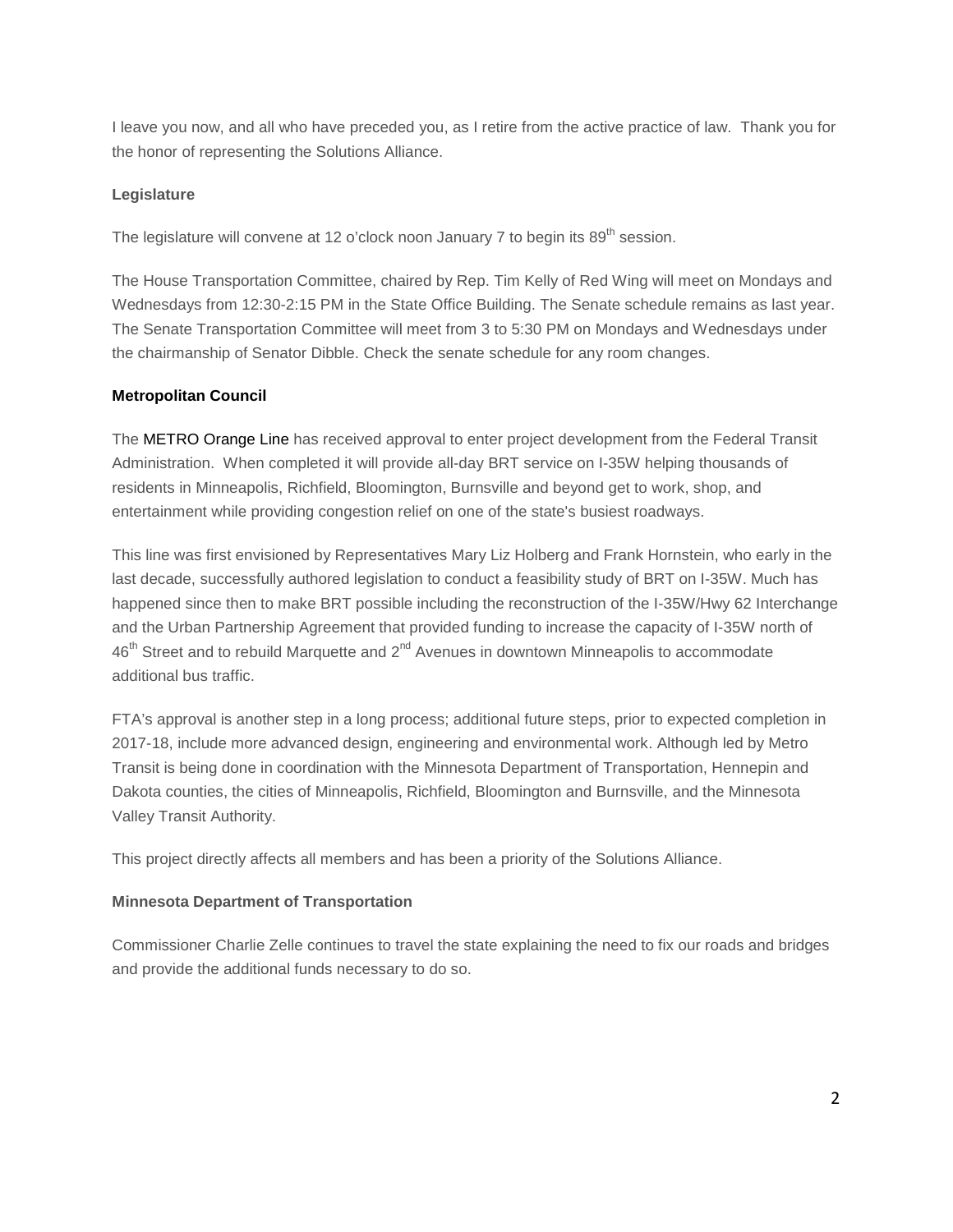I leave you now, and all who have preceded you, as I retire from the active practice of law. Thank you for the honor of representing the Solutions Alliance.

**Legislature**

The legislature will convene at 12 o'clock noon January 7 to begin its 89th session.

The House Transportation Committee, chaired by Rep. Tim Kelly of Red Wing will meet on Mondays and Wednesdays from 12:30-2:15 PM in the State Office Building. The Senate schedule remains as last year. The Senate Transportation Committee will meet from 3 to 5:30 PM on Mondays and Wednesdays under the chairmanship of Senator Dibble. Check the senate schedule for any room changes.

**Metropolitan Council**

The METRO Orange Line has received approval to enter project development from the Federal Transit Administration. When completed it will provide all-day BRT service on I-35W helping thousands of residents in Minneapolis, Richfield, Bloomington, Burnsville and beyond get to work, shop, and entertainment while providing congestion relief on one of the state's busiest roadways.

This line was first envisioned by Representatives Mary Liz Holberg and Frank Hornstein, who early in the last decade, successfully authored legislation to conduct a feasibility study of BRT on I-35W. Much has happened since then to make BRT possible including the reconstruction of the I-35W/Hwy 62 Interchange and the Urban Partnership Agreement that provided funding to increase the capacity of I-35W north of 46th Street and to rebuild Marquette and 2nd Avenues in downtown Minneapolis to accommodate additional bus traffic.

FTA's approval is another step in a long process; additional future steps, prior to expected completion in 2017-18, include more advanced design, engineering and environmental work. Although led by Metro Transit is being done in coordination with the Minnesota Department of Transportation, Hennepin and Dakota counties, the cities of Minneapolis, Richfield, Bloomington and Burnsville, and the Minnesota Valley Transit Authority.

This project directly affects all members and has been a priority of the Solutions Alliance.

**Minnesota Department of Transportation**

Commissioner Charlie Zelle continues to travel the state explaining the need to fix our roads and bridges and provide the additional funds necessary to do so.